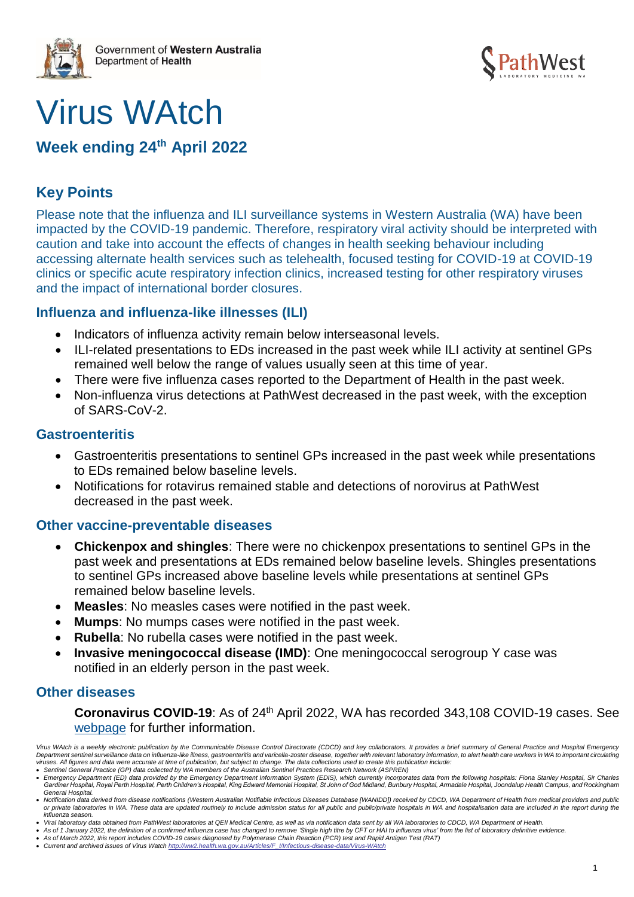Government of **Western Australia**
Department of **Health**

PathWest
LABORATORY MEDICINE WA

# Virus WAtch

## Week ending 24th April 2022

## Key Points

Please note that the influenza and ILI surveillance systems in Western Australia (WA) have been impacted by the COVID-19 pandemic. Therefore, respiratory viral activity should be interpreted with caution and take into account the effects of changes in health seeking behaviour including accessing alternate health services such as telehealth, focused testing for COVID-19 at COVID-19 clinics or specific acute respiratory infection clinics, increased testing for other respiratory viruses and the impact of international border closures.

### Influenza and influenza-like illnesses (ILI)

- Indicators of influenza activity remain below interseasonal levels.
- ILI-related presentations to EDs increased in the past week while ILI activity at sentinel GPs remained well below the range of values usually seen at this time of year.
- There were five influenza cases reported to the Department of Health in the past week.
- Non-influenza virus detections at PathWest decreased in the past week, with the exception of SARS-CoV-2.

### Gastroenteritis

- Gastroenteritis presentations to sentinel GPs increased in the past week while presentations to EDs remained below baseline levels.
- Notifications for rotavirus remained stable and detections of norovirus at PathWest decreased in the past week.

### Other vaccine-preventable diseases

- **Chickenpox and shingles**: There were no chickenpox presentations to sentinel GPs in the past week and presentations at EDs remained below baseline levels. Shingles presentations to sentinel GPs increased above baseline levels while presentations at sentinel GPs remained below baseline levels.
- **Measles**: No measles cases were notified in the past week.
- **Mumps**: No mumps cases were notified in the past week.
- **Rubella**: No rubella cases were notified in the past week.
- **Invasive meningococcal disease (IMD)**: One meningococcal serogroup Y case was notified in an elderly person in the past week.

### Other diseases

**Coronavirus COVID-19**: As of 24th April 2022, WA has recorded 343,108 COVID-19 cases. See [webpage](#) for further information.

*Virus WAtch is a weekly electronic publication by the Communicable Disease Control Directorate (CDCD) and key collaborators. It provides a brief summary of General Practice and Hospital Emergency Department sentinel surveillance data on influenza-like illness, gastroenteritis and varicella-zoster disease, together with relevant laboratory information, to alert health care workers in WA to important circulating viruses. All figures and data were accurate at time of publication, but subject to change. The data collections used to create this publication include:*

- *Sentinel General Practice (GP) data collected by WA members of the Australian Sentinel Practices Research Network (ASPREN)*
- *Emergency Department (ED) data provided by the Emergency Department Information System (EDIS), which currently incorporates data from the following hospitals: Fiona Stanley Hospital, Sir Charles Gardiner Hospital, Royal Perth Hospital, Perth Children's Hospital, King Edward Memorial Hospital, St John of God Midland, Bunbury Hospital, Armadale Hospital, Joondalup Health Campus, and Rockingham General Hospital.*
- *Notification data derived from disease notifications (Western Australian Notifiable Infectious Diseases Database [WANIDD]) received by CDCD, WA Department of Health from medical providers and public or private laboratories in WA. These data are updated routinely to include admission status for all public and public/private hospitals in WA and hospitalisation data are included in the report during the influenza season.*
- *Viral laboratory data obtained from PathWest laboratories at QEII Medical Centre, as well as via notification data sent by all WA laboratories to CDCD, WA Department of Health.*
- *As of 1 January 2022, the definition of a confirmed influenza case has changed to remove 'Single high titre by CFT or HAI to influenza virus' from the list of laboratory definitive evidence.*
- *As of March 2022, this report includes COVID-19 cases diagnosed by Polymerase Chain Reaction (PCR) test and Rapid Antigen Test (RAT)*
- *Current and archived issues of Virus Watch [http://ww2.health.wa.gov.au/Articles/F_I/Infectious-disease-data/Virus-WAtch](http://ww2.health.wa.gov.au/Articles/F_I/Infectious-disease-data/Virus-WAtch)*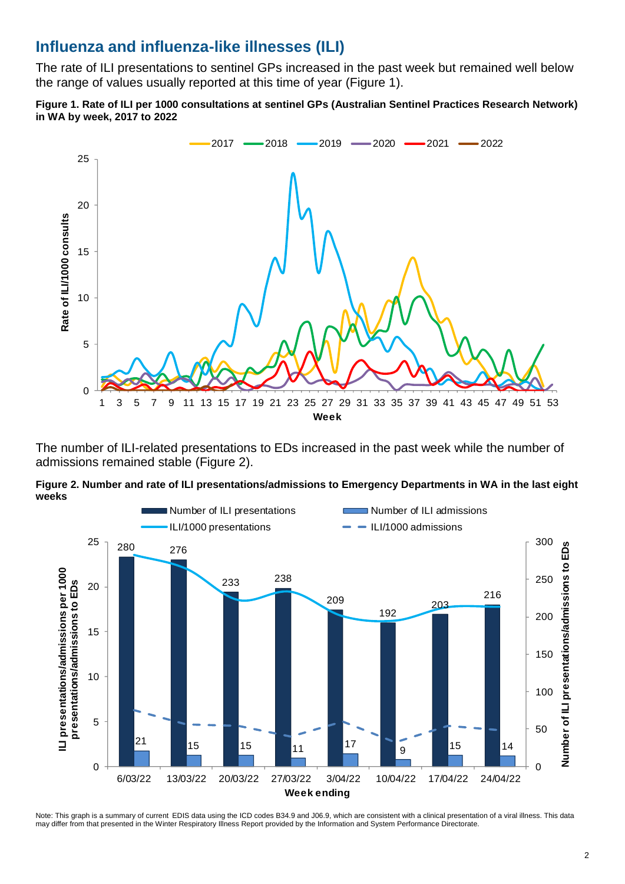## Influenza and influenza-like illnesses (ILI)

The rate of ILI presentations to sentinel GPs increased in the past week but remained well below the range of values usually reported at this time of year (Figure 1).

**Figure 1. Rate of ILI per 1000 consultations at sentinel GPs (Australian Sentinel Practices Research Network) in WA by week, 2017 to 2022**

The number of ILI-related presentations to EDs increased in the past week while the number of admissions remained stable (Figure 2).

**Figure 2. Number and rate of ILI presentations/admissions to Emergency Departments in WA in the last eight weeks**

Note: This graph is a summary of current EDIS data using the ICD codes B34.9 and J06.9, which are consistent with a clinical presentation of a viral illness. This data may differ from that presented in the Winter Respiratory Illness Report provided by the Information and System Performance Directorate.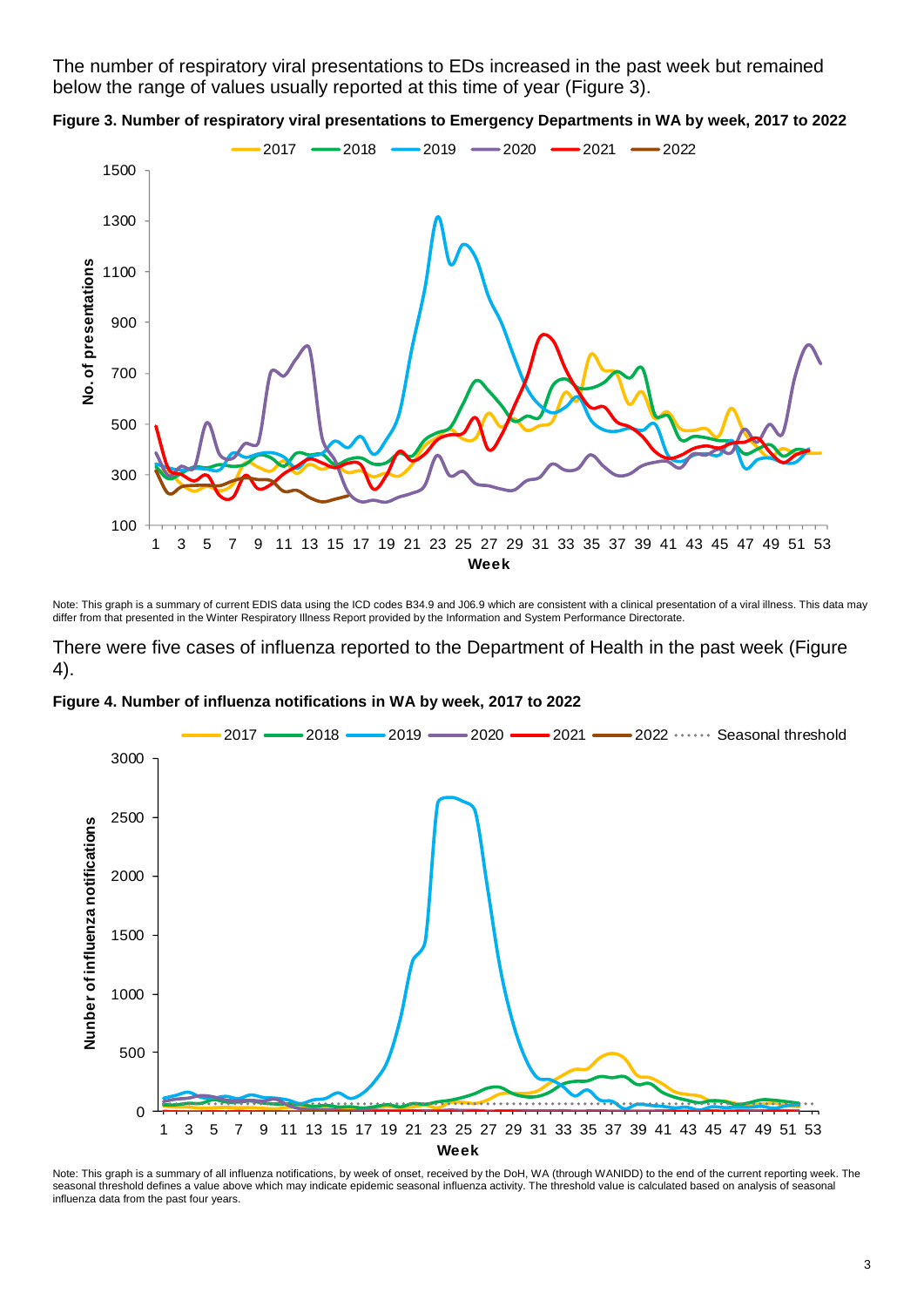The number of respiratory viral presentations to EDs increased in the past week but remained below the range of values usually reported at this time of year (Figure 3).

**Figure 3. Number of respiratory viral presentations to Emergency Departments in WA by week, 2017 to 2022**

Note: This graph is a summary of current EDIS data using the ICD codes B34.9 and J06.9 which are consistent with a clinical presentation of a viral illness. This data may differ from that presented in the Winter Respiratory Illness Report provided by the Information and System Performance Directorate.

There were five cases of influenza reported to the Department of Health in the past week (Figure 4).

**Figure 4. Number of influenza notifications in WA by week, 2017 to 2022**

Note: This graph is a summary of all influenza notifications, by week of onset, received by the DoH, WA (through WANIDD) to the end of the current reporting week. The seasonal threshold defines a value above which may indicate epidemic seasonal influenza activity. The threshold value is calculated based on analysis of seasonal influenza data from the past four years.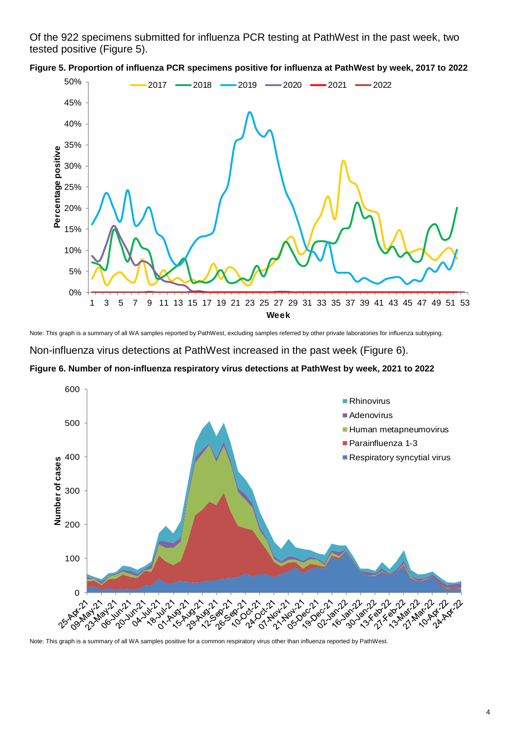Of the 922 specimens submitted for influenza PCR testing at PathWest in the past week, two tested positive (Figure 5).

**Figure 5. Proportion of influenza PCR specimens positive for influenza at PathWest by week, 2017 to 2022**

Note: This graph is a summary of all WA samples reported by PathWest, excluding samples referred by other private laboratories for influenza subtyping.

Non-influenza virus detections at PathWest increased in the past week (Figure 6).

**Figure 6. Number of non-influenza respiratory virus detections at PathWest by week, 2021 to 2022**

Note: This graph is a summary of all WA samples positive for a common respiratory virus other than influenza reported by PathWest.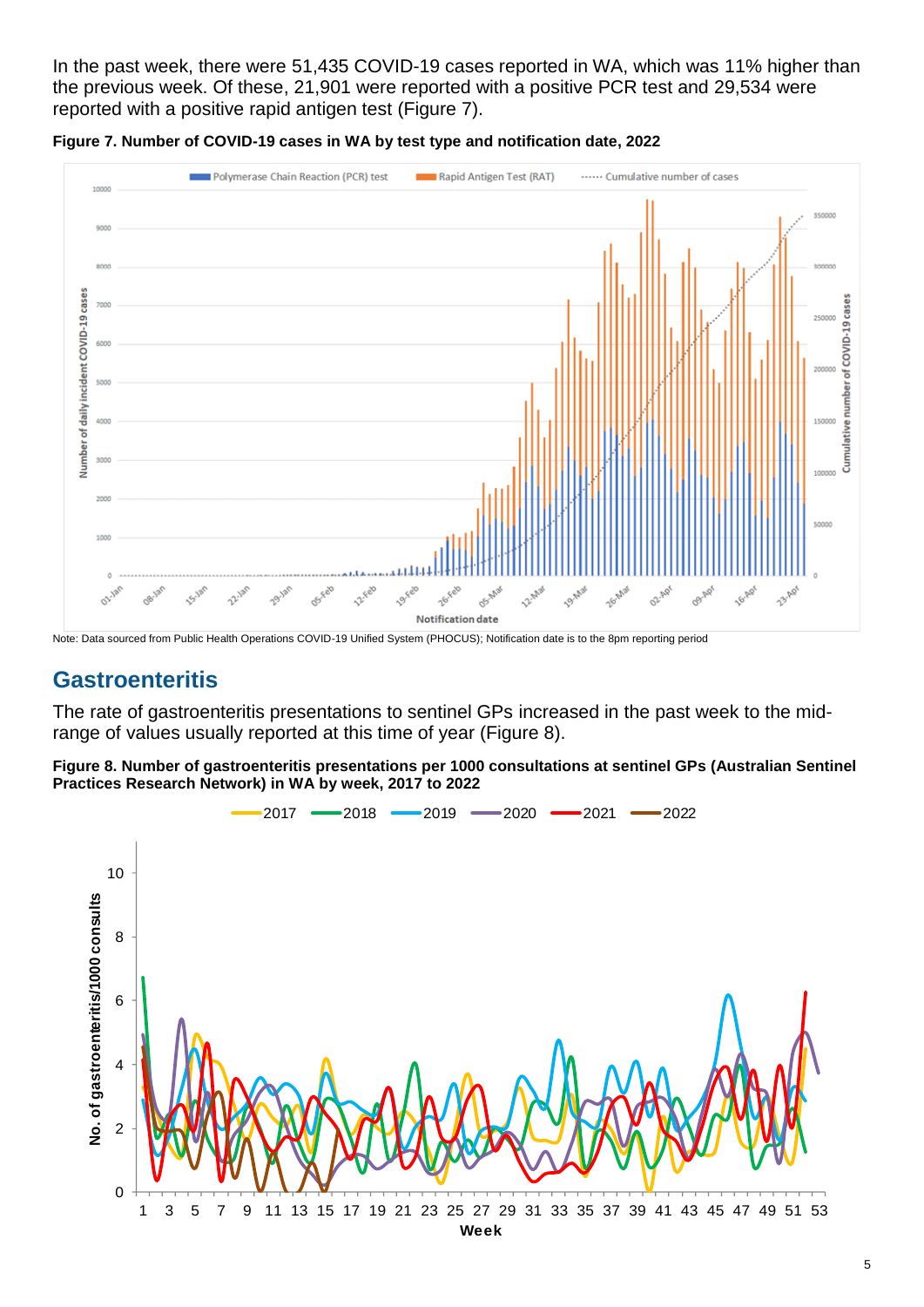In the past week, there were 51,435 COVID-19 cases reported in WA, which was 11% higher than the previous week. Of these, 21,901 were reported with a positive PCR test and 29,534 were reported with a positive rapid antigen test (Figure 7).

**Figure 7. Number of COVID-19 cases in WA by test type and notification date, 2022**

Note: Data sourced from Public Health Operations COVID-19 Unified System (PHOCUS); Notification date is to the 8pm reporting period

## Gastroenteritis

The rate of gastroenteritis presentations to sentinel GPs increased in the past week to the mid-range of values usually reported at this time of year (Figure 8).

**Figure 8. Number of gastroenteritis presentations per 1000 consultations at sentinel GPs (Australian Sentinel Practices Research Network) in WA by week, 2017 to 2022**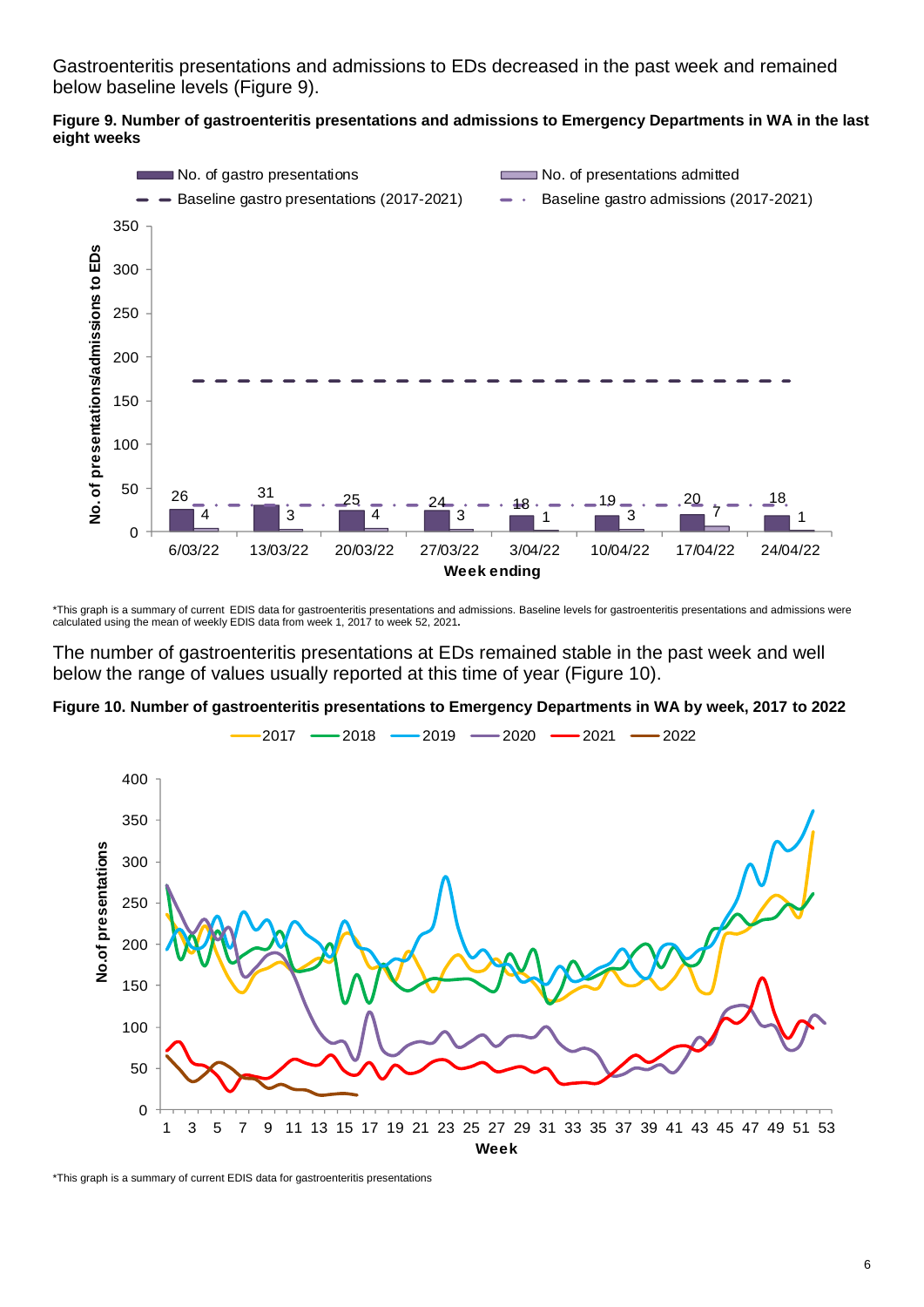Gastroenteritis presentations and admissions to EDs decreased in the past week and remained below baseline levels (Figure 9).

**Figure 9. Number of gastroenteritis presentations and admissions to Emergency Departments in WA in the last eight weeks**

*This graph is a summary of current EDIS data for gastroenteritis presentations and admissions. Baseline levels for gastroenteritis presentations and admissions were calculated using the mean of weekly EDIS data from week 1, 2017 to week 52, 2021.

The number of gastroenteritis presentations at EDs remained stable in the past week and well below the range of values usually reported at this time of year (Figure 10).

**Figure 10. Number of gastroenteritis presentations to Emergency Departments in WA by week, 2017 to 2022**

*This graph is a summary of current EDIS data for gastroenteritis presentations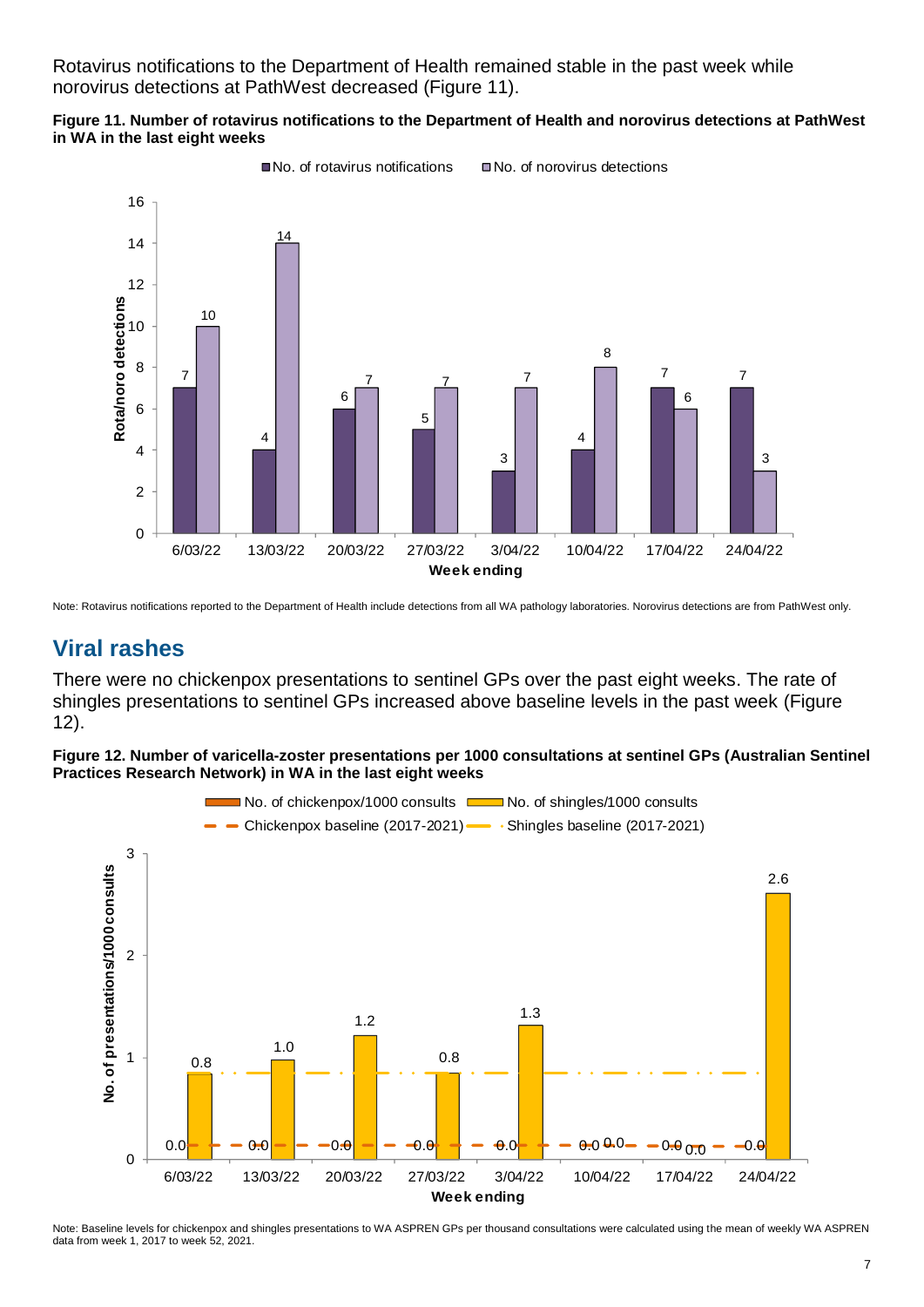Rotavirus notifications to the Department of Health remained stable in the past week while norovirus detections at PathWest decreased (Figure 11).

**Figure 11. Number of rotavirus notifications to the Department of Health and norovirus detections at PathWest in WA in the last eight weeks**

| Week ending | No. of rotavirus notifications | No. of norovirus detections |
|---|---|---|
| 6/03/22 | 7 | 10 |
| 13/03/22 | 4 | 14 |
| 20/03/22 | 6 | 7 |
| 27/03/22 | 5 | 7 |
| 3/04/22 | 3 | 7 |
| 10/04/22 | 4 | 8 |
| 17/04/22 | 7 | 6 |
| 24/04/22 | 7 | 3 |

Note: Rotavirus notifications reported to the Department of Health include detections from all WA pathology laboratories. Norovirus detections are from PathWest only.

## Viral rashes

There were no chickenpox presentations to sentinel GPs over the past eight weeks. The rate of shingles presentations to sentinel GPs increased above baseline levels in the past week (Figure 12).

**Figure 12. Number of varicella-zoster presentations per 1000 consultations at sentinel GPs (Australian Sentinel Practices Research Network) in WA in the last eight weeks**

| Week ending | No. of chickenpox/1000 consults | No. of shingles/1000 consults |
|---|---|---|
| 6/03/22 | 0.0 | 0.8 |
| 13/03/22 | 0.0 | 1.0 |
| 20/03/22 | 0.0 | 1.2 |
| 27/03/22 | 0.0 | 0.8 |
| 3/04/22 | 0.0 | 1.3 |
| 10/04/22 | 0.0 | 0.0 |
| 17/04/22 | 0.0 | 0.0 |
| 24/04/22 | 0.0 | 2.6 |

Note: Baseline levels for chickenpox and shingles presentations to WA ASPREN GPs per thousand consultations were calculated using the mean of weekly WA ASPREN data from week 1, 2017 to week 52, 2021.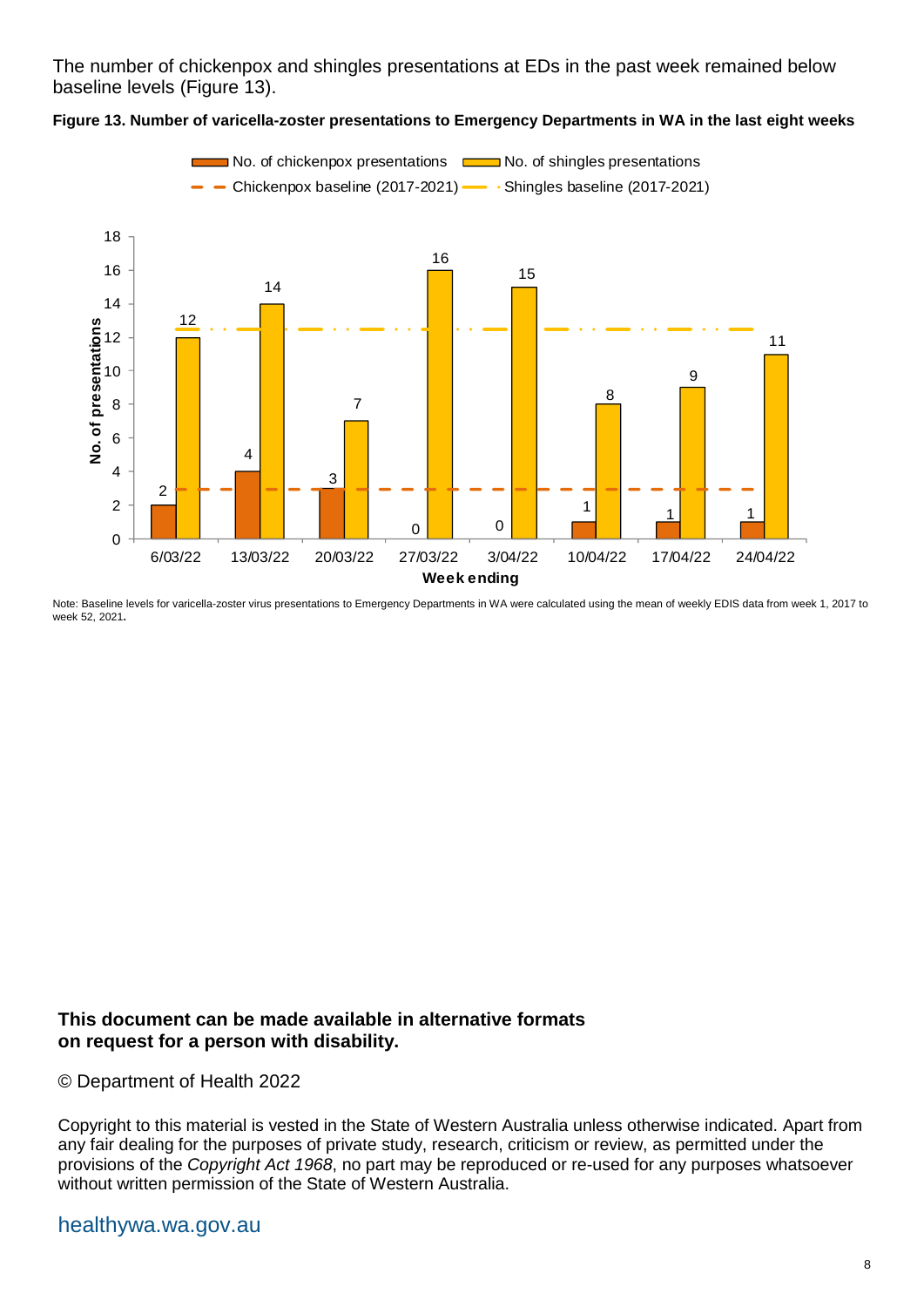The number of chickenpox and shingles presentations at EDs in the past week remained below baseline levels (Figure 13).

**Figure 13. Number of varicella-zoster presentations to Emergency Departments in WA in the last eight weeks**

No. of chickenpox presentations
No. of shingles presentations
Chickenpox baseline (2017-2021)
Shingles baseline (2017-2021)

No. of presentations

0
2
4
6
8
10
12
14
16
18

6/03/22
13/03/22
20/03/22
27/03/22
3/04/22
10/04/22
17/04/22
24/04/22

Week ending

2
12
4
14
3
7
0
16
0
15
1
8
1
9
1
11

Note: Baseline levels for varicella-zoster virus presentations to Emergency Departments in WA were calculated using the mean of weekly EDIS data from week 1, 2017 to week 52, 2021.

**This document can be made available in alternative formats on request for a person with disability.**

© Department of Health 2022

Copyright to this material is vested in the State of Western Australia unless otherwise indicated. Apart from any fair dealing for the purposes of private study, research, criticism or review, as permitted under the provisions of the *Copyright Act 1968*, no part may be reproduced or re-used for any purposes whatsoever without written permission of the State of Western Australia.

healthywa.wa.gov.au